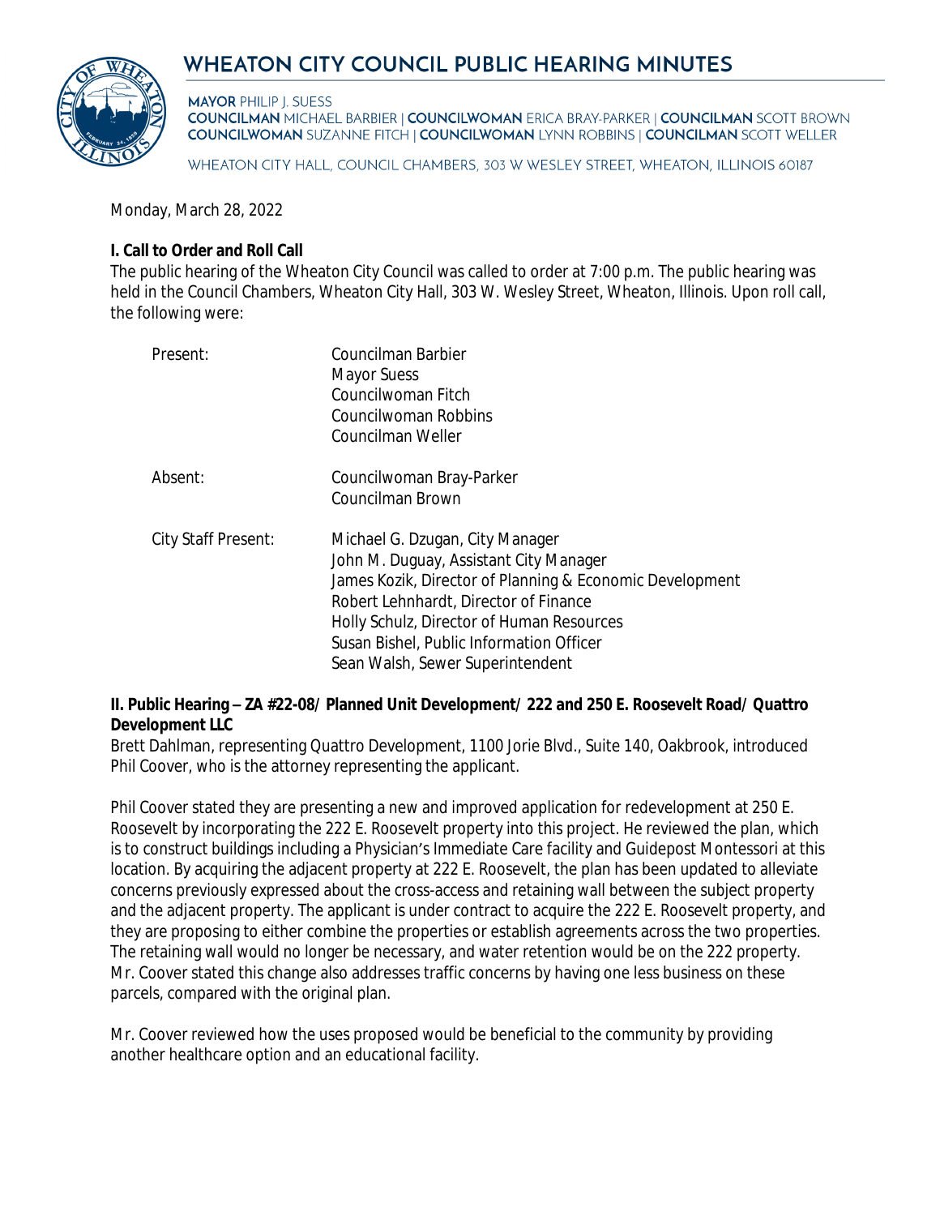# WHEATON CITY COUNCIL PUBLIC HEARING MINUTES

**MAYOR** PHILIP J. SUESS
**COUNCILMAN** MICHAEL BARBIER | **COUNCILWOMAN** ERICA BRAY-PARKER | **COUNCILMAN** SCOTT BROWN
**COUNCILWOMAN** SUZANNE FITCH | **COUNCILWOMAN** LYNN ROBBINS | **COUNCILMAN** SCOTT WELLER

WHEATON CITY HALL, COUNCIL CHAMBERS, 303 W WESLEY STREET, WHEATON, ILLINOIS 60187

Monday, March 28, 2022

**I. Call to Order and Roll Call**
The public hearing of the Wheaton City Council was called to order at 7:00 p.m. The public hearing was held in the Council Chambers, Wheaton City Hall, 303 W. Wesley Street, Wheaton, Illinois. Upon roll call, the following were:

| | |
|---|---|
| Present: | Councilman Barbier<br>Mayor Suess<br>Councilwoman Fitch<br>Councilwoman Robbins<br>Councilman Weller |
| Absent: | Councilwoman Bray-Parker<br>Councilman Brown |
| City Staff Present: | Michael G. Dzugan, City Manager<br>John M. Duguay, Assistant City Manager<br>James Kozik, Director of Planning & Economic Development<br>Robert Lehnhardt, Director of Finance<br>Holly Schulz, Director of Human Resources<br>Susan Bishel, Public Information Officer<br>Sean Walsh, Sewer Superintendent |

**II. Public Hearing – ZA #22-08/ Planned Unit Development/ 222 and 250 E. Roosevelt Road/ Quattro Development LLC**
Brett Dahlman, representing Quattro Development, 1100 Jorie Blvd., Suite 140, Oakbrook, introduced Phil Coover, who is the attorney representing the applicant.

Phil Coover stated they are presenting a new and improved application for redevelopment at 250 E. Roosevelt by incorporating the 222 E. Roosevelt property into this project. He reviewed the plan, which is to construct buildings including a Physician's Immediate Care facility and Guidepost Montessori at this location. By acquiring the adjacent property at 222 E. Roosevelt, the plan has been updated to alleviate concerns previously expressed about the cross-access and retaining wall between the subject property and the adjacent property. The applicant is under contract to acquire the 222 E. Roosevelt property, and they are proposing to either combine the properties or establish agreements across the two properties. The retaining wall would no longer be necessary, and water retention would be on the 222 property. Mr. Coover stated this change also addresses traffic concerns by having one less business on these parcels, compared with the original plan.

Mr. Coover reviewed how the uses proposed would be beneficial to the community by providing another healthcare option and an educational facility.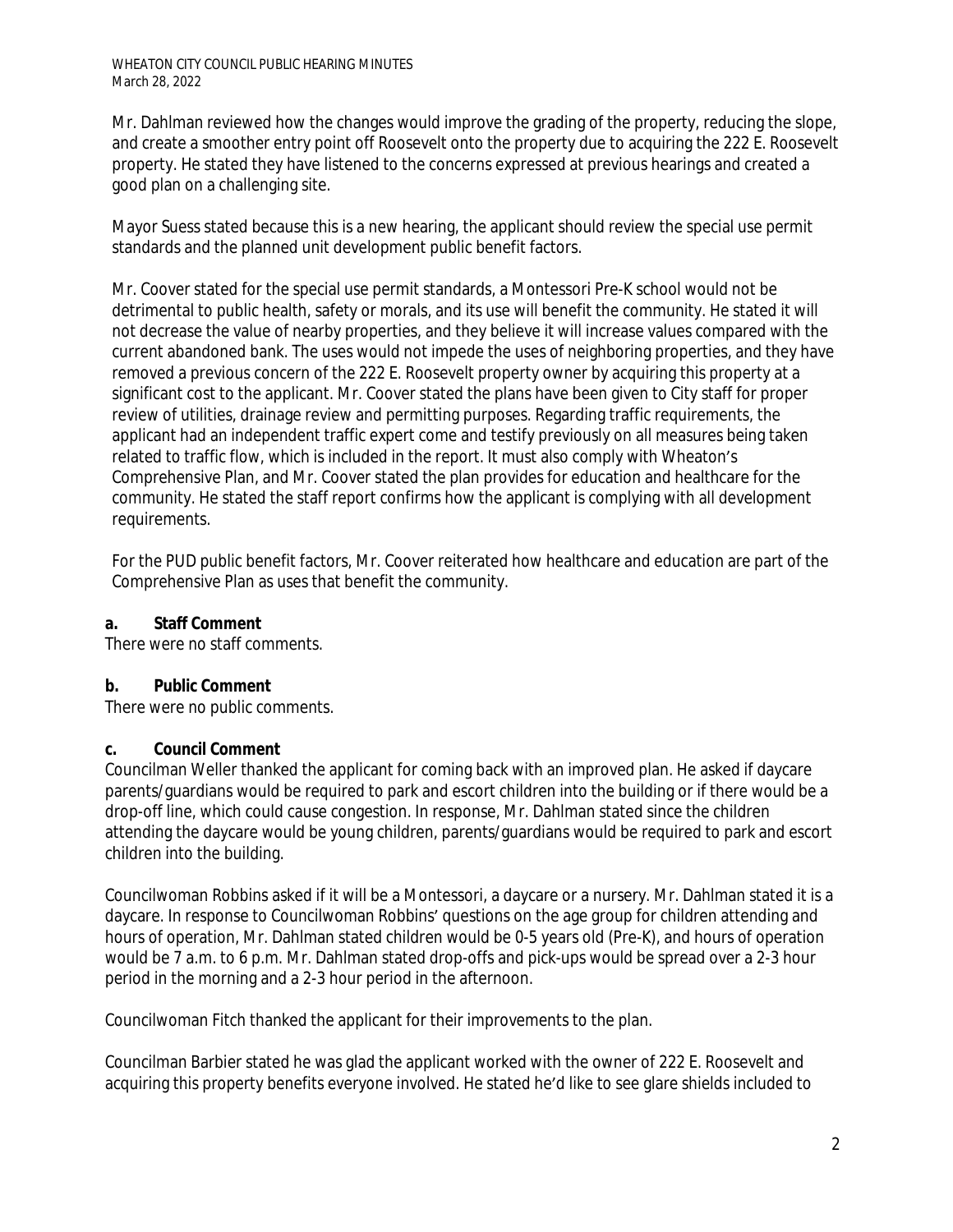Mr. Dahlman reviewed how the changes would improve the grading of the property, reducing the slope, and create a smoother entry point off Roosevelt onto the property due to acquiring the 222 E. Roosevelt property. He stated they have listened to the concerns expressed at previous hearings and created a good plan on a challenging site.

Mayor Suess stated because this is a new hearing, the applicant should review the special use permit standards and the planned unit development public benefit factors.

Mr. Coover stated for the special use permit standards, a Montessori Pre-K school would not be detrimental to public health, safety or morals, and its use will benefit the community. He stated it will not decrease the value of nearby properties, and they believe it will increase values compared with the current abandoned bank. The uses would not impede the uses of neighboring properties, and they have removed a previous concern of the 222 E. Roosevelt property owner by acquiring this property at a significant cost to the applicant. Mr. Coover stated the plans have been given to City staff for proper review of utilities, drainage review and permitting purposes. Regarding traffic requirements, the applicant had an independent traffic expert come and testify previously on all measures being taken related to traffic flow, which is included in the report. It must also comply with Wheaton's Comprehensive Plan, and Mr. Coover stated the plan provides for education and healthcare for the community. He stated the staff report confirms how the applicant is complying with all development requirements.

For the PUD public benefit factors, Mr. Coover reiterated how healthcare and education are part of the Comprehensive Plan as uses that benefit the community.

**a. Staff Comment**

There were no staff comments.

**b. Public Comment**

There were no public comments.

**c. Council Comment**

Councilman Weller thanked the applicant for coming back with an improved plan. He asked if daycare parents/guardians would be required to park and escort children into the building or if there would be a drop-off line, which could cause congestion. In response, Mr. Dahlman stated since the children attending the daycare would be young children, parents/guardians would be required to park and escort children into the building.

Councilwoman Robbins asked if it will be a Montessori, a daycare or a nursery. Mr. Dahlman stated it is a daycare. In response to Councilwoman Robbins' questions on the age group for children attending and hours of operation, Mr. Dahlman stated children would be 0-5 years old (Pre-K), and hours of operation would be 7 a.m. to 6 p.m. Mr. Dahlman stated drop-offs and pick-ups would be spread over a 2-3 hour period in the morning and a 2-3 hour period in the afternoon.

Councilwoman Fitch thanked the applicant for their improvements to the plan.

Councilman Barbier stated he was glad the applicant worked with the owner of 222 E. Roosevelt and acquiring this property benefits everyone involved. He stated he'd like to see glare shields included to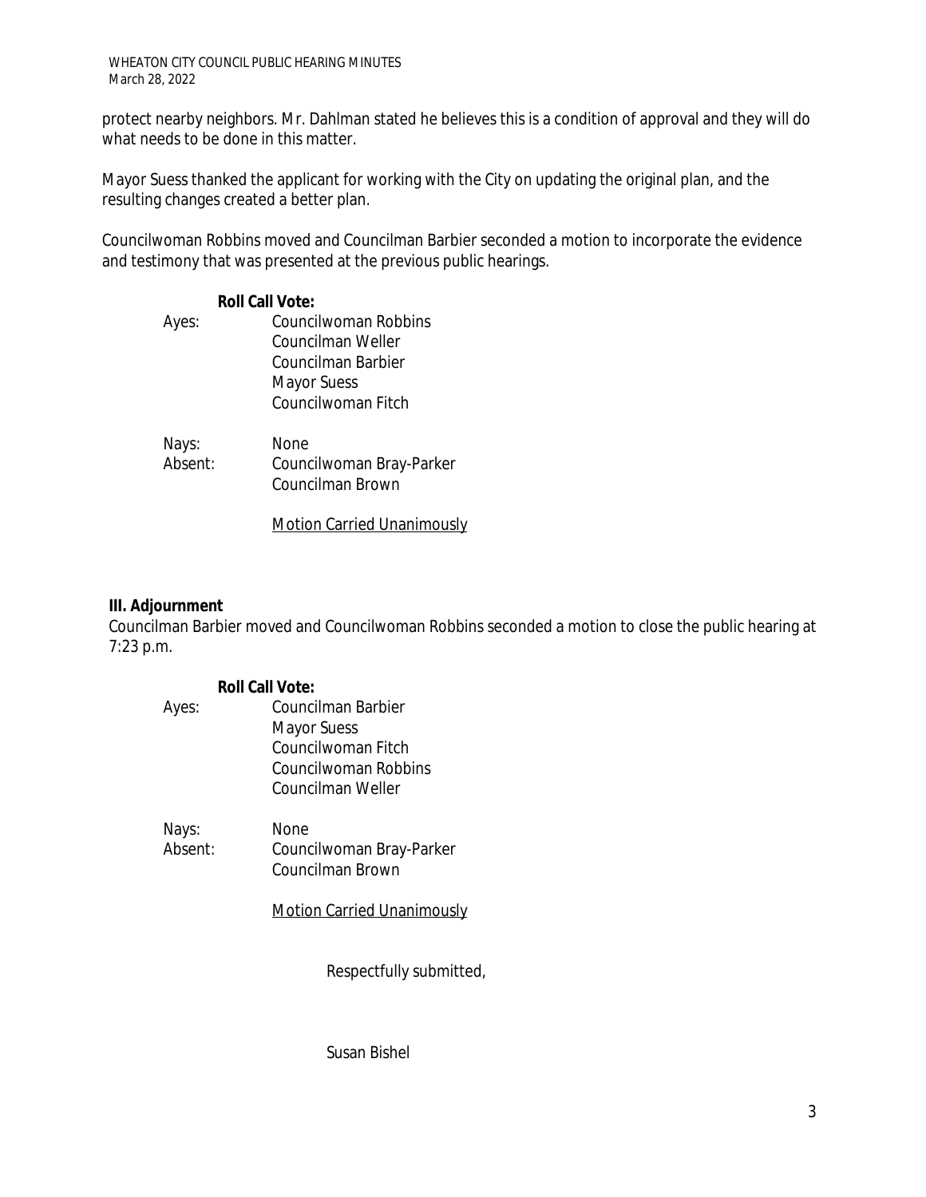protect nearby neighbors. Mr. Dahlman stated he believes this is a condition of approval and they will do what needs to be done in this matter.

Mayor Suess thanked the applicant for working with the City on updating the original plan, and the resulting changes created a better plan.

Councilwoman Robbins moved and Councilman Barbier seconded a motion to incorporate the evidence and testimony that was presented at the previous public hearings.

**Roll Call Vote:**

Ayes: Councilwoman Robbins
Councilman Weller
Councilman Barbier
Mayor Suess
Councilwoman Fitch

Nays: None
Absent: Councilwoman Bray-Parker
Councilman Brown

Motion Carried Unanimously

**III. Adjournment**

Councilman Barbier moved and Councilwoman Robbins seconded a motion to close the public hearing at 7:23 p.m.

**Roll Call Vote:**

Ayes: Councilman Barbier
Mayor Suess
Councilwoman Fitch
Councilwoman Robbins
Councilman Weller

Nays: None
Absent: Councilwoman Bray-Parker
Councilman Brown

Motion Carried Unanimously

Respectfully submitted,

Susan Bishel